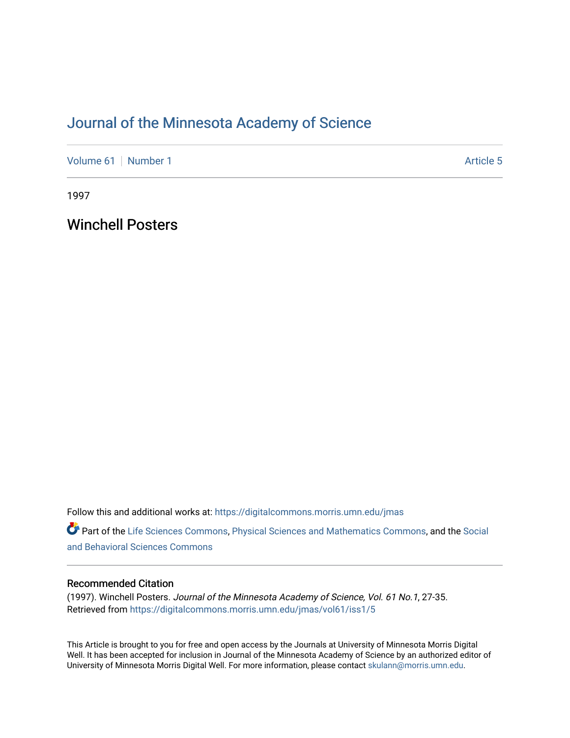# Journal of the Minnesota Academy of Science

Volume 61 | Number 1 | Article 5

1997

## Winchell Posters

Follow this and additional works at: https://digitalcommons.morris.umn.edu/jmas

Part of the Life Sciences Commons, Physical Sciences and Mathematics Commons, and the Social and Behavioral Sciences Commons

### Recommended Citation

(1997). Winchell Posters. *Journal of the Minnesota Academy of Science, Vol. 61 No.1*, 27-35. Retrieved from https://digitalcommons.morris.umn.edu/jmas/vol61/iss1/5

This Article is brought to you for free and open access by the Journals at University of Minnesota Morris Digital Well. It has been accepted for inclusion in Journal of the Minnesota Academy of Science by an authorized editor of University of Minnesota Morris Digital Well. For more information, please contact skulann@morris.umn.edu.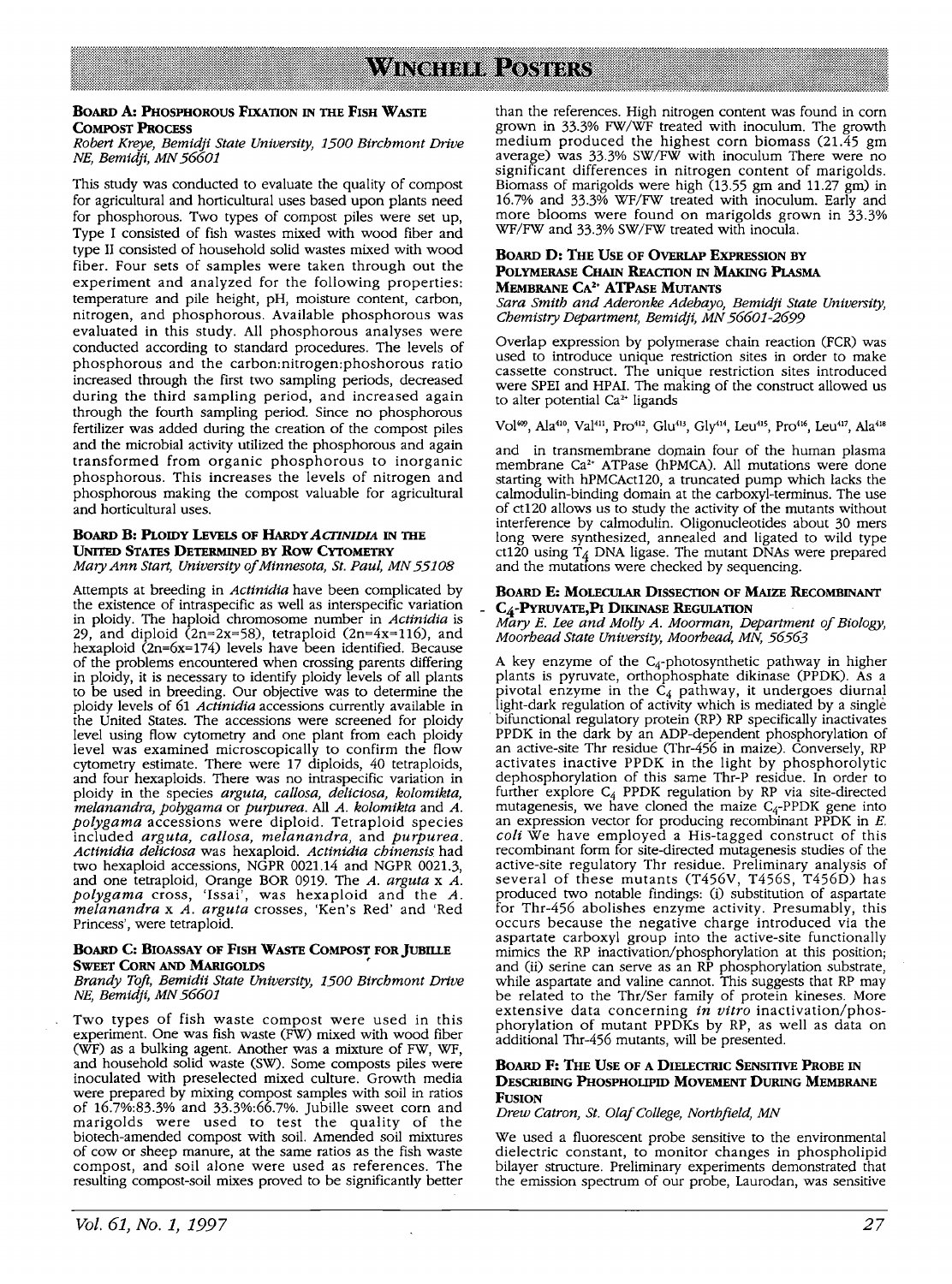# Winchell Posters

### Board A: Phosphorous Fixation in the Fish Waste Compost Process

*Robert Kreye, Bemidji State University, 1500 Birchmont Drive NE, Bemidji, MN 56601*

This study was conducted to evaluate the quality of compost for agricultural and horticultural uses based upon plants need for phosphorous. Two types of compost piles were set up, Type I consisted of fish wastes mixed with wood fiber and type II consisted of household solid wastes mixed with wood fiber. Four sets of samples were taken through out the experiment and analyzed for the following properties: temperature and pile height, pH, moisture content, carbon, nitrogen, and phosphorous. Available phosphorous was evaluated in this study. All phosphorous analyses were conducted according to standard procedures. The levels of phosphorous and the carbon:nitrogen:phoshorous ratio increased through the first two sampling periods, decreased during the third sampling period, and increased again through the fourth sampling period. Since no phosphorous fertilizer was added during the creation of the compost piles and the microbial activity utilized the phosphorous and again transformed from organic phosphorous to inorganic phosphorous. This increases the levels of nitrogen and phosphorous making the compost valuable for agricultural and horticultural uses.

### Board B: Ploidy Levels of Hardy *Actinidia* in the United States Determined by Row Cytometry

*Mary Ann Start, University of Minnesota, St. Paul, MN 55108*

Attempts at breeding in *Actinidia* have been complicated by the existence of intraspecific as well as interspecific variation in ploidy. The haploid chromosome number in *Actinidia* is 29, and diploid (2n=2x=58), tetraploid (2n=4x=116), and hexaploid (2n=6x=174) levels have been identified. Because of the problems encountered when crossing parents differing in ploidy, it is necessary to identify ploidy levels of all plants to be used in breeding. Our objective was to determine the ploidy levels of 61 *Actinidia* accessions currently available in the United States. The accessions were screened for ploidy level using flow cytometry and one plant from each ploidy level was examined microscopically to confirm the flow cytometry estimate. There were 17 diploids, 40 tetraploids, and four hexaploids. There was no intraspecific variation in ploidy in the species *arguta, callosa, deliciosa, kolomikta, melanandra, polygama* or *purpurea*. All *A. kolomikta* and *A. polygama* accessions were diploid. Tetraploid species included *arguta, callosa, melanandra,* and *purpurea*. *Actinidia deliciosa* was hexaploid. *Actinidia chinensis* had two hexaploid accessions, NGPR 0021.14 and NGPR 0021.3, and one tetraploid, Orange BOR 0919. The *A. arguta* x *A. polygama* cross, 'Issai', was hexaploid and the *A. melanandra* x *A. arguta* crosses, 'Ken's Red' and 'Red Princess', were tetraploid.

### Board C: Bioassay of Fish Waste Compost for Jubille Sweet Corn and Marigolds

*Brandy Toft, Bemidji State University, 1500 Birchmont Drive NE, Bemidji, MN 56601*

Two types of fish waste compost were used in this experiment. One was fish waste (FW) mixed with wood fiber (WF) as a bulking agent. Another was a mixture of FW, WF, and household solid waste (SW). Some composts piles were inoculated with preselected mixed culture. Growth media were prepared by mixing compost samples with soil in ratios of 16.7%:83.3% and 33.3%:66.7%. Jubille sweet corn and marigolds were used to test the quality of the biotech-amended compost with soil. Amended soil mixtures of cow or sheep manure, at the same ratios as the fish waste compost, and soil alone were used as references. The resulting compost-soil mixes proved to be significantly better than the references. High nitrogen content was found in corn grown in 33.3% FW/WF treated with inoculum. The growth medium produced the highest corn biomass (21.45 gm average) was 33.3% SW/FW with inoculum There were no significant differences in nitrogen content of marigolds. Biomass of marigolds were high (13.55 gm and 11.27 gm) in 16.7% and 33.3% WF/FW treated with inoculum. Early and more blooms were found on marigolds grown in 33.3% WF/FW and 33.3% SW/FW treated with inocula.

### Board D: The Use of Overlap Expression by Polymerase Chain Reaction in Making Plasma Membrane $Ca^{2+}$ ATPase Mutants

*Sara Smith and Aderonke Adebayo, Bemidji State University, Chemistry Department, Bemidji, MN 56601-2699*

Overlap expression by polymerase chain reaction (FCR) was used to introduce unique restriction sites in order to make cassette construct. The unique restriction sites introduced were SPEI and HPAI. The making of the construct allowed us to alter potential $Ca^{2+}$ ligands

$Vol^{409}$, $Ala^{410}$, $Val^{411}$, $Pro^{412}$, $Glu^{413}$, $Gly^{414}$, $Leu^{415}$, $Pro^{416}$, $Leu^{417}$, $Ala^{418}$

and in transmembrane domain four of the human plasma membrane $Ca^{2+}$ ATPase (hPMCA). All mutations were done starting with hPMCAct120, a truncated pump which lacks the calmodulin-binding domain at the carboxyl-terminus. The use of ct120 allows us to study the activity of the mutants without interference by calmodulin. Oligonucleotides about 30 mers long were synthesized, annealed and ligated to wild type ct120 using $T_4$ DNA ligase. The mutant DNAs were prepared and the mutations were checked by sequencing.

### Board E: Molecular Dissection of Maize Recombinant $C_4$-Pyruvate,Pi Dikinase Regulation

*Mary E. Lee and Molly A. Moorman, Department of Biology, Moorhead State University, Moorhead, MN, 56563*

A key enzyme of the $C_4$-photosynthetic pathway in higher plants is pyruvate, orthophosphate dikinase (PPDK). As a pivotal enzyme in the $C_4$ pathway, it undergoes diurnal light-dark regulation of activity which is mediated by a single bifunctional regulatory protein (RP) RP specifically inactivates PPDK in the dark by an ADP-dependent phosphorylation of an active-site Thr residue (Thr-456 in maize). Conversely, RP activates inactive PPDK in the light by phosphorolytic dephosphorylation of this same Thr-P residue. In order to further explore $C_4$ PPDK regulation by RP via site-directed mutagenesis, we have cloned the maize $C_4$-PPDK gene into an expression vector for producing recombinant PPDK in *E. coli* We have employed a His-tagged construct of this recombinant form for site-directed mutagenesis studies of the active-site regulatory Thr residue. Preliminary analysis of several of these mutants (T456V, T456S, T456D) has produced two notable findings: (i) substitution of aspartate for Thr-456 abolishes enzyme activity. Presumably, this occurs because the negative charge introduced via the aspartate carboxyl group into the active-site functionally mimics the RP inactivation/phosphorylation at this position; and (ii) serine can serve as an RP phosphorylation substrate, while aspartate and valine cannot. This suggests that RP may be related to the Thr/Ser family of protein kinases. More extensive data concerning *in vitro* inactivation/phosphorylation of mutant PPDKs by RP, as well as data on additional Thr-456 mutants, will be presented.

### Board F: The Use of a Dielectric Sensitive Probe in Describing Phospholipid Movement During Membrane Fusion

*Drew Catron, St. Olaf College, Northfield, MN*

We used a fluorescent probe sensitive to the environmental dielectric constant, to monitor changes in phospholipid bilayer structure. Preliminary experiments demonstrated that the emission spectrum of our probe, Laurodan, was sensitive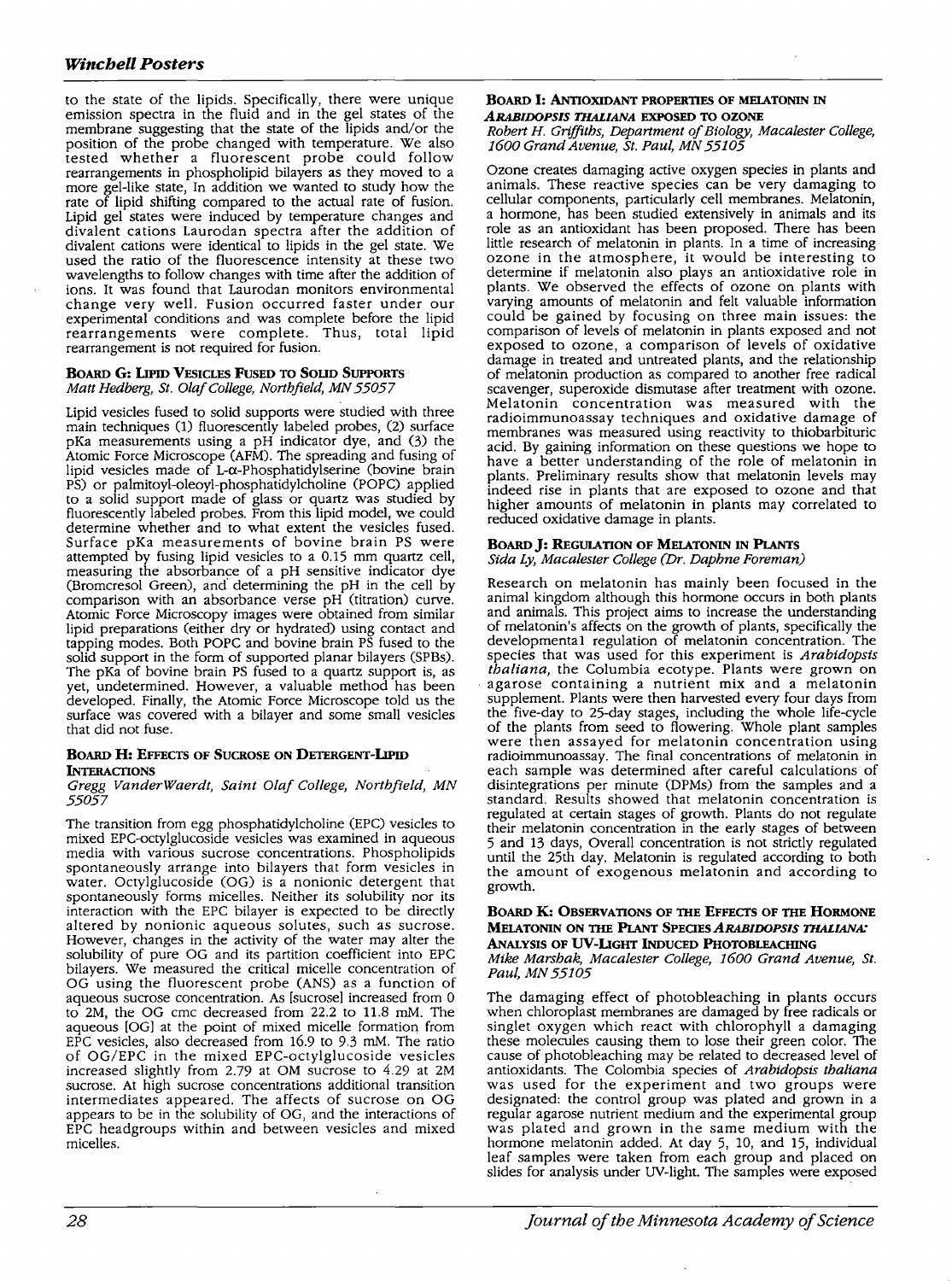to the state of the lipids. Specifically, there were unique emission spectra in the fluid and in the gel states of the membrane suggesting that the state of the lipids and/or the position of the probe changed with temperature. We also tested whether a fluorescent probe could follow rearrangements in phospholipid bilayers as they moved to a more gel-like state, In addition we wanted to study how the rate of lipid shifting compared to the actual rate of fusion. Lipid gel states were induced by temperature changes and divalent cations Laurodan spectra after the addition of divalent cations were identical to lipids in the gel state. We used the ratio of the fluorescence intensity at these two wavelengths to follow changes with time after the addition of ions. It was found that Laurodan monitors environmental change very well. Fusion occurred faster under our experimental conditions and was complete before the lipid rearrangements were complete. Thus, total lipid rearrangement is not required for fusion.

### Board G: Lipid Vesicles Fused to Solid Supports

*Matt Hedberg, St. Olaf College, Northfield, MN 55057*

Lipid vesicles fused to solid supports were studied with three main techniques (1) fluorescently labeled probes, (2) surface pKa measurements using a pH indicator dye, and (3) the Atomic Force Microscope (AFM). The spreading and fusing of lipid vesicles made of L-α-Phosphatidylserine (bovine brain PS) or palmitoyl-oleoyl-phosphatidylcholine (POPC) applied to a solid support made of glass or quartz was studied by fluorescently labeled probes. From this lipid model, we could determine whether and to what extent the vesicles fused. Surface pKa measurements of bovine brain PS were attempted by fusing lipid vesicles to a 0.15 mm quartz cell, measuring the absorbance of a pH sensitive indicator dye (Bromcresol Green), and determining the pH in the cell by comparison with an absorbance verse pH (titration) curve. Atomic Force Microscopy images were obtained from similar lipid preparations (either dry or hydrated) using contact and tapping modes. Both POPC and bovine brain PS fused to the solid support in the form of supported planar bilayers (SPBs). The pKa of bovine brain PS fused to a quartz support is, as yet, undetermined. However, a valuable method has been developed. Finally, the Atomic Force Microscope told us the surface was covered with a bilayer and some small vesicles that did not fuse.

### Board H: Effects of Sucrose on Detergent-Lipid Interactions

*Gregg VanderWaerdt, Saint Olaf College, Northfield, MN 55057*

The transition from egg phosphatidylcholine (EPC) vesicles to mixed EPC-octylglucoside vesicles was examined in aqueous media with various sucrose concentrations. Phospholipids spontaneously arrange into bilayers that form vesicles in water. Octylglucoside (OG) is a nonionic detergent that spontaneously forms micelles. Neither its solubility nor its interaction with the EPC bilayer is expected to be directly altered by nonionic aqueous solutes, such as sucrose. However, changes in the activity of the water may alter the solubility of pure OG and its partition coefficient into EPC bilayers. We measured the critical micelle concentration of OG using the fluorescent probe (ANS) as a function of aqueous sucrose concentration. As [sucrose] increased from 0 to 2M, the OG cmc decreased from 22.2 to 11.8 mM. The aqueous [OG] at the point of mixed micelle formation from EPC vesicles, also decreased from 16.9 to 9.3 mM. The ratio of OG/EPC in the mixed EPC-octylglucoside vesicles increased slightly from 2.79 at OM sucrose to 4.29 at 2M sucrose. At high sucrose concentrations additional transition intermediates appeared. The affects of sucrose on OG appears to be in the solubility of OG, and the interactions of EPC headgroups within and between vesicles and mixed micelles.

### Board I: Antioxidant Properties of Melatonin in *Arabidopsis thaliana* Exposed to Ozone

*Robert H. Griffiths, Department of Biology, Macalester College, 1600 Grand Avenue, St. Paul, MN 55105*

Ozone creates damaging active oxygen species in plants and animals. These reactive species can be very damaging to cellular components, particularly cell membranes. Melatonin, a hormone, has been studied extensively in animals and its role as an antioxidant has been proposed. There has been little research of melatonin in plants. In a time of increasing ozone in the atmosphere, it would be interesting to determine if melatonin also plays an antioxidative role in plants. We observed the effects of ozone on plants with varying amounts of melatonin and felt valuable information could be gained by focusing on three main issues: the comparison of levels of melatonin in plants exposed and not exposed to ozone, a comparison of levels of oxidative damage in treated and untreated plants, and the relationship of melatonin production as compared to another free radical scavenger, superoxide dismutase after treatment with ozone. Melatonin concentration was measured with the radioimmunoassay techniques and oxidative damage of membranes was measured using reactivity to thiobarbituric acid. By gaining information on these questions we hope to have a better understanding of the role of melatonin in plants. Preliminary results show that melatonin levels may indeed rise in plants that are exposed to ozone and that higher amounts of melatonin in plants may correlated to reduced oxidative damage in plants.

### Board J: Regulation of Melatonin in Plants

*Sida Ly, Macalester College (Dr. Daphne Foreman)*

Research on melatonin has mainly been focused in the animal kingdom although this hormone occurs in both plants and animals. This project aims to increase the understanding of melatonin's affects on the growth of plants, specifically the developmental regulation of melatonin concentration. The species that was used for this experiment is *Arabidopsis thaliana*, the Columbia ecotype. Plants were grown on agarose containing a nutrient mix and a melatonin supplement. Plants were then harvested every four days from the five-day to 25-day stages, including the whole life-cycle of the plants from seed to flowering. Whole plant samples were then assayed for melatonin concentration using radioimmunoassay. The final concentrations of melatonin in each sample was determined after careful calculations of disintegrations per minute (DPMs) from the samples and a standard. Results showed that melatonin concentration is regulated at certain stages of growth. Plants do not regulate their melatonin concentration in the early stages of between 5 and 13 days, Overall concentration is not strictly regulated until the 25th day. Melatonin is regulated according to both the amount of exogenous melatonin and according to growth.

### Board K: Observations of the Effects of the Hormone Melatonin on the Plant Species *Arabidopsis thaliana*: Analysis of UV-Light Induced Photobleaching

*Mike Marshak, Macalester College, 1600 Grand Avenue, St. Paul, MN 55105*

The damaging effect of photobleaching in plants occurs when chloroplast membranes are damaged by free radicals or singlet oxygen which react with chlorophyll a damaging these molecules causing them to lose their green color. The cause of photobleaching may be related to decreased level of antioxidants. The Colombia species of *Arabidopsis thaliana* was used for the experiment and two groups were designated: the control group was plated and grown in a regular agarose nutrient medium and the experimental group was plated and grown in the same medium with the hormone melatonin added. At day 5, 10, and 15, individual leaf samples were taken from each group and placed on slides for analysis under UV-light. The samples were exposed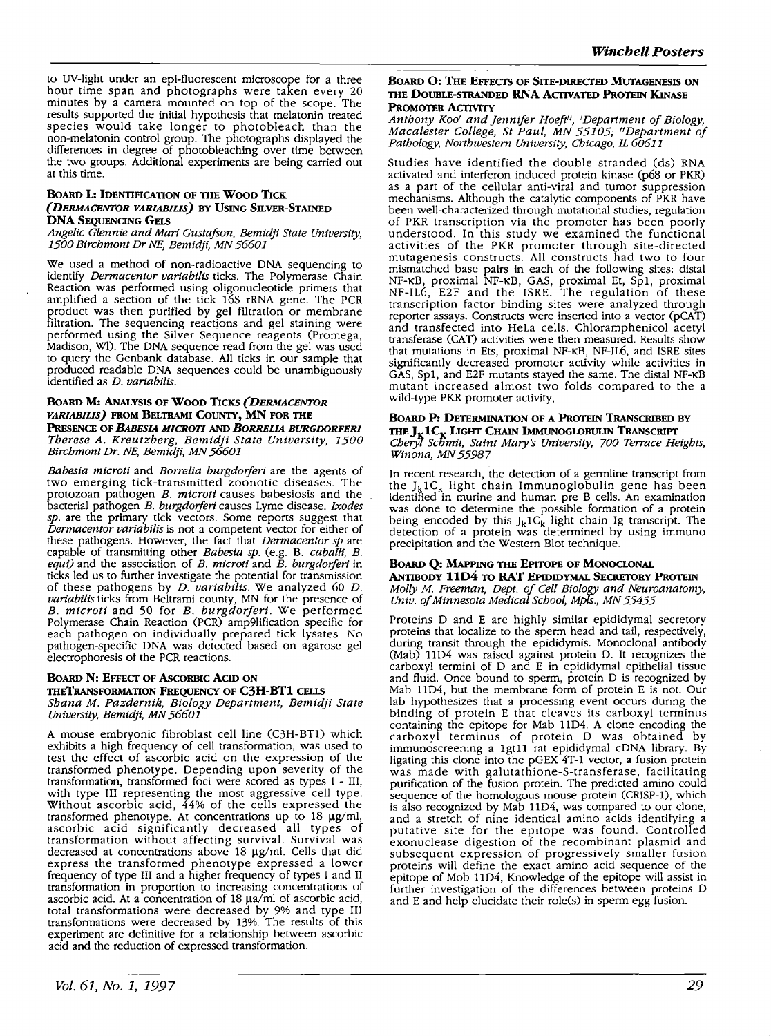to UV-light under an epi-fluorescent microscope for a three hour time span and photographs were taken every 20 minutes by a camera mounted on top of the scope. The results supported the initial hypothesis that melatonin treated species would take longer to photobleach than the non-melatonin control group. The photographs displayed the differences in degree of photobleaching over time between the two groups. Additional experiments are being carried out at this time.

### Board L: Identification of the Wood Tick (*Dermacentor variabilis*) by Using Silver-Stained DNA Sequencing Gels

*Angelic Glennie and Mari Gustafson, Bemidji State University, 1500 Birchmont Dr NE, Bemidji, MN 56601*

We used a method of non-radioactive DNA sequencing to identify *Dermacentor variabilis* ticks. The Polymerase Chain Reaction was performed using oligonucleotide primers that amplified a section of the tick 16S rRNA gene. The PCR product was then purified by gel filtration or membrane filtration. The sequencing reactions and gel staining were performed using the Silver Sequence reagents (Promega, Madison, WI). The DNA sequence read from the gel was used to query the Genbank database. All ticks in our sample that produced readable DNA sequences could be unambiguously identified as *D. variabilis*.

### Board M: Analysis of Wood Ticks (*Dermacentor variabilis*) from Beltrami County, MN for the Presence of *Babesia microti* and *Borrelia burgdorferi*

*Therese A. Kreutzberg, Bemidji State University, 1500 Birchmont Dr. NE, Bemidji, MN 56601*

*Babesia microti* and *Borrelia burgdorferi* are the agents of two emerging tick-transmitted zoonotic diseases. The protozoan pathogen *B. microti* causes babesiosis and the bacterial pathogen *B. burgdorferi* causes Lyme disease. *Ixodes sp.* are the primary tick vectors. Some reports suggest that *Dermacentor variabilis* is not a competent vector for either of these pathogens. However, the fact that *Dermacentor sp* are capable of transmitting other *Babesia sp.* (e.g. B. *caballi*, *B. equi*) and the association of *B. microti* and *B. burgdorferi* in ticks led us to further investigate the potential for transmission of these pathogens by *D. variabilis*. We analyzed 60 *D. variabilis* ticks from Beltrami county, MN for the presence of *B. microti* and 50 for *B. burgdorferi*. We performed Polymerase Chain Reaction (PCR) amp9lification specific for each pathogen on individually prepared tick lysates. No pathogen-specific DNA was detected based on agarose gel electrophoresis of the PCR reactions.

### Board N: Effect of Ascorbic Acid on theTransformation Frequency of C3H-BT1 Cells

*Shana M. Pazdernik, Biology Department, Bemidji State University, Bemidji, MN 56601*

A mouse embryonic fibroblast cell line (C3H-BT1) which exhibits a high frequency of cell transformation, was used to test the effect of ascorbic acid on the expression of the transformed phenotype. Depending upon severity of the transformation, transformed foci were scored as types I - III, with type III representing the most aggressive cell type. Without ascorbic acid, 44% of the cells expressed the transformed phenotype. At concentrations up to 18 µg/ml, ascorbic acid significantly decreased all types of transformation without affecting survival. Survival was decreased at concentrations above 18 µg/ml. Cells that did express the transformed phenotype expressed a lower frequency of type III and a higher frequency of types I and II transformation in proportion to increasing concentrations of ascorbic acid. At a concentration of 18 µa/ml of ascorbic acid, total transformations were decreased by 9% and type III transformations were decreased by 13%. The results of this experiment are definitive for a relationship between ascorbic acid and the reduction of expressed transformation.

### Board O: The Effects of Site-directed Mutagenesis on the Double-stranded RNA Activated Protein Kinase Promoter Activity

*Anthony Koo[a] and Jennifer Hoeft[aa], [a]Department of Biology, Macalester College, St Paul, MN 55105; [aa]Department of Pathology, Northwestern University, Chicago, IL 60611*

Studies have identified the double stranded (ds) RNA activated and interferon induced protein kinase (p68 or PKR) as a part of the cellular anti-viral and tumor suppression mechanisms. Although the catalytic components of PKR have been well-characterized through mutational studies, regulation of PKR transcription via the promoter has been poorly understood. In this study we examined the functional activities of the PKR promoter through site-directed mutagenesis constructs. All constructs had two to four mismatched base pairs in each of the following sites: distal NF-κB, proximal NF-κB, GAS, proximal Et, Sp1, proximal NF-IL6, E2F and the ISRE. The regulation of these transcription factor binding sites were analyzed through reporter assays. Constructs were inserted into a vector (pCAT) and transfected into HeLa cells. Chloramphenicol acetyl transferase (CAT) activities were then measured. Results show that mutations in Ets, proximal NF-κB, NF-IL6, and ISRE sites significantly decreased promoter activity while activities in GAS, Sp1, and E2F mutants stayed the same. The distal NF-κB mutant increased almost two folds compared to the a wild-type PKR promoter activity,

### Board P: Determination of a Protein Transcribed by the $J_k1C_k$ Light Chain Immunoglobulin Transcript

*Cheryl Schmit, Saint Mary's University, 700 Terrace Heights, Winona, MN 55987*

In recent research, the detection of a germline transcript from the $J_k1C_k$ light chain Immunoglobulin gene has been identified in murine and human pre B cells. An examination was done to determine the possible formation of a protein being encoded by this $J_k1C_k$ light chain Ig transcript. The detection of a protein was determined by using immuno precipitation and the Western Blot technique.

### Board Q: Mapping the Epitope of Monoclonal Antibody 11D4 to Rat Epididymal Secretory Protein

*Molly M. Freeman, Dept. of Cell Biology and Neuroanatomy, Univ. of Minnesota Medical School, Mpls., MN 55455*

Proteins D and E are highly similar epididymal secretory proteins that localize to the sperm head and tail, respectively, during transit through the epididymis. Monoclonal antibody (Mab) 11D4 was raised against protein D. It recognizes the carboxyl termini of D and E in epididymal epithelial tissue and fluid. Once bound to sperm, protein D is recognized by Mab 11D4, but the membrane form of protein E is not. Our lab hypothesizes that a processing event occurs during the binding of protein E that cleaves its carboxyl terminus containing the epitope for Mab 11D4. A clone encoding the carboxyl terminus of protein D was obtained by immunoscreening a 1gt11 rat epididymal cDNA library. By ligating this clone into the pGEX 4T-1 vector, a fusion protein was made with galutathione-S-transferase, facilitating purification of the fusion protein. The predicted amino could sequence of the homologous mouse protein (CRISP-1), which is also recognized by Mab 11D4, was compared to our clone, and a stretch of nine identical amino acids identifying a putative site for the epitope was found. Controlled exonuclease digestion of the recombinant plasmid and subsequent expression of progressively smaller fusion proteins will define the exact amino acid sequence of the epitope of Mob 11D4, Knowledge of the epitope will assist in further investigation of the differences between proteins D and E and help elucidate their role(s) in sperm-egg fusion.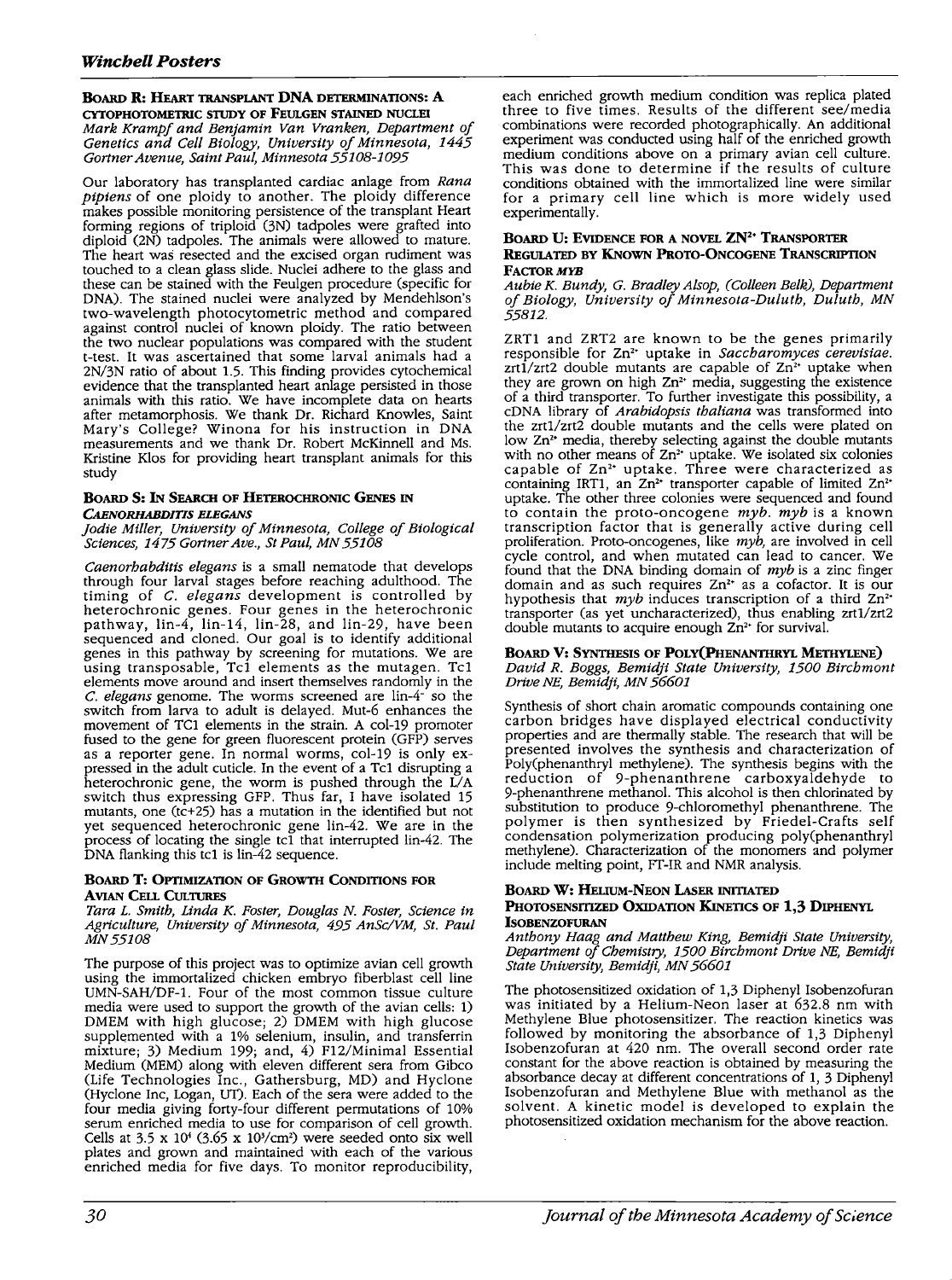## Winchell Posters

### Board R: Heart transplant DNA determinations: A cytophotometric study of Feulgen stained nuclei

*Mark Krampf and Benjamin Van Vranken, Department of Genetics and Cell Biology, University of Minnesota, 1445 Gortner Avenue, Saint Paul, Minnesota 55108-1095*

Our laboratory has transplanted cardiac anlage from *Rana pipiens* of one ploidy to another. The ploidy difference makes possible monitoring persistence of the transplant Heart forming regions of triploid (3N) tadpoles were grafted into diploid (2N) tadpoles. The animals were allowed to mature. The heart was resected and the excised organ rudiment was touched to a clean glass slide. Nuclei adhere to the glass and these can be stained with the Feulgen procedure (specific for DNA). The stained nuclei were analyzed by Mendehlson's two-wavelength photocytometric method and compared against control nuclei of known ploidy. The ratio between the two nuclear populations was compared with the student t-test. It was ascertained that some larval animals had a 2N/3N ratio of about 1.5. This finding provides cytochemical evidence that the transplanted heart anlage persisted in those animals with this ratio. We have incomplete data on hearts after metamorphosis. We thank Dr. Richard Knowles, Saint Mary's College? Winona for his instruction in DNA measurements and we thank Dr. Robert McKinnell and Ms. Kristine Klos for providing heart transplant animals for this study

### Board S: In Search of Heterochronic Genes in *Caenorhabditis elegans*

*Jodie Miller, University of Minnesota, College of Biological Sciences, 1475 Gortner Ave., St Paul, MN 55108*

*Caenorhabditis elegans* is a small nematode that develops through four larval stages before reaching adulthood. The timing of *C. elegans* development is controlled by heterochronic genes. Four genes in the heterochronic pathway, lin-4, lin-14, lin-28, and lin-29, have been sequenced and cloned. Our goal is to identify additional genes in this pathway by screening for mutations. We are using transposable, Tc1 elements as the mutagen. Tc1 elements move around and insert themselves randomly in the *C. elegans* genome. The worms screened are lin-4⁻ so the switch from larva to adult is delayed. Mut-6 enhances the movement of TC1 elements in the strain. A col-19 promoter fused to the gene for green fluorescent protein (GFP) serves as a reporter gene. In normal worms, col-19 is only expressed in the adult cuticle. In the event of a Tc1 disrupting a heterochronic gene, the worm is pushed through the L/A switch thus expressing GFP. Thus far, I have isolated 15 mutants, one (tc+25) has a mutation in the identified but not yet sequenced heterochronic gene lin-42. We are in the process of locating the single tc1 that interrupted lin-42. The DNA flanking this tc1 is lin-42 sequence.

### Board T: Optimization of Growth Conditions for Avian Cell Cultures

*Tara L. Smith, Linda K. Foster, Douglas N. Foster, Science in Agriculture, University of Minnesota, 495 AnSc/VM, St. Paul MN 55108*

The purpose of this project was to optimize avian cell growth using the immortalized chicken embryo fiberblast cell line UMN-SAH/DF-1. Four of the most common tissue culture media were used to support the growth of the avian cells: 1) DMEM with high glucose; 2) DMEM with high glucose supplemented with a 1% selenium, insulin, and transferrin mixture; 3) Medium 199; and, 4) F12/Minimal Essential Medium (MEM) along with eleven different sera from Gibco (Life Technologies Inc., Gathersburg, MD) and Hyclone (Hyclone Inc, Logan, UT). Each of the sera were added to the four media giving forty-four different permutations of 10% serum enriched media to use for comparison of cell growth. Cells at $3.5 \times 10^4$ ($3.65 \times 10^3/cm^2$) were seeded onto six well plates and grown and maintained with each of the various enriched media for five days. To monitor reproducibility, each enriched growth medium condition was replica plated three to five times. Results of the different see/media combinations were recorded photographically. An additional experiment was conducted using half of the enriched growth medium conditions above on a primary avian cell culture. This was done to determine if the results of culture conditions obtained with the immortalized line were similar for a primary cell line which is more widely used experimentally.

### Board U: Evidence for a novel $Zn^{2+}$ Transporter Regulated by Known Proto-Oncogene Transcription Factor *myb*

*Aubie K. Bundy, G. Bradley Alsop, (Colleen Belk), Department of Biology, University of Minnesota-Duluth, Duluth, MN 55812.*

ZRT1 and ZRT2 are known to be the genes primarily responsible for $Zn^{2+}$ uptake in *Saccharomyces cerevisiae*. zrt1/zrt2 double mutants are capable of $Zn^{2+}$ uptake when they are grown on high $Zn^{2+}$ media, suggesting the existence of a third transporter. To further investigate this possibility, a cDNA library of *Arabidopsis thaliana* was transformed into the zrt1/zrt2 double mutants and the cells were plated on low $Zn^{2+}$ media, thereby selecting against the double mutants with no other means of $Zn^{2+}$ uptake. We isolated six colonies capable of $Zn^{2+}$ uptake. Three were characterized as containing IRT1, an $Zn^{2+}$ transporter capable of limited $Zn^{2+}$ uptake. The other three colonies were sequenced and found to contain the proto-oncogene *myb*. *myb* is a known transcription factor that is generally active during cell proliferation. Proto-oncogenes, like *myb*, are involved in cell cycle control, and when mutated can lead to cancer. We found that the DNA binding domain of *myb* is a zinc finger domain and as such requires $Zn^{2+}$ as a cofactor. It is our hypothesis that *myb* induces transcription of a third $Zn^{2+}$ transporter (as yet uncharacterized), thus enabling zrt1/zrt2 double mutants to acquire enough $Zn^{2+}$ for survival.

### Board V: Synthesis of Poly(Phenanthryl Methylene)

*David R. Boggs, Bemidji State University, 1500 Birchmont Drive NE, Bemidji, MN 56601*

Synthesis of short chain aromatic compounds containing one carbon bridges have displayed electrical conductivity properties and are thermally stable. The research that will be presented involves the synthesis and characterization of Poly(phenanthryl methylene). The synthesis begins with the reduction of 9-phenanthrene carboxyaldehyde to 9-phenanthrene methanol. This alcohol is then chlorinated by substitution to produce 9-chloromethyl phenanthrene. The polymer is then synthesized by Friedel-Crafts self condensation polymerization producing poly(phenanthryl methylene). Characterization of the monomers and polymer include melting point, FT-IR and NMR analysis.

### Board W: Helium-Neon Laser initiated Photosensitized Oxidation Kinetics of 1,3 Diphenyl Isobenzofuran

*Anthony Haag and Matthew King, Bemidji State University, Department of Chemistry, 1500 Birchmont Drive NE, Bemidji State University, Bemidji, MN 56601*

The photosensitized oxidation of 1,3 Diphenyl Isobenzofuran was initiated by a Helium-Neon laser at 632.8 nm with Methylene Blue photosensitizer. The reaction kinetics was followed by monitoring the absorbance of 1,3 Diphenyl Isobenzofuran at 420 nm. The overall second order rate constant for the above reaction is obtained by measuring the absorbance decay at different concentrations of 1, 3 Diphenyl Isobenzofuran and Methylene Blue with methanol as the solvent. A kinetic model is developed to explain the photosensitized oxidation mechanism for the above reaction.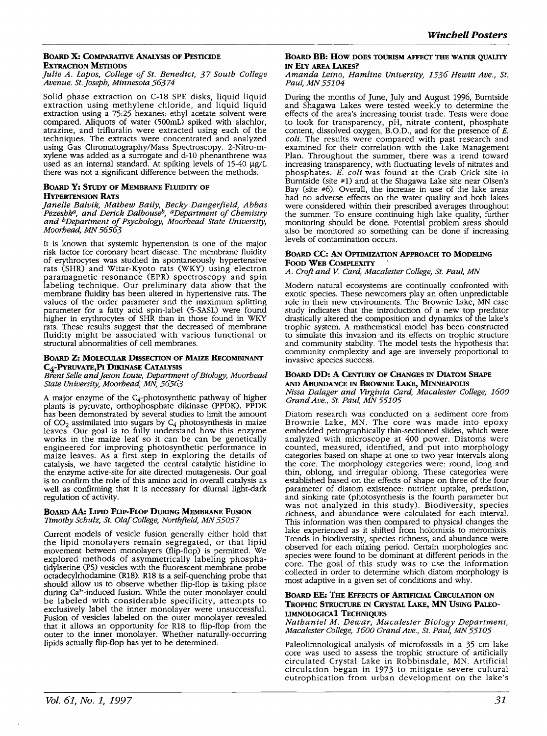### Board X: Comparative Analysis of Pesticide Extraction Methods

*Julie A. Lapos, College of St. Benedict, 37 South College Avenue. St. Joseph, Minnesota 56374*

Solid phase extraction on C-18 SPE disks, liquid liquid extraction using methylene chloride, and liquid liquid extraction using a 75:25 hexanes: ethyl acetate solvent were compared. Aliquots of water (500mL) spiked with alachlor, atrazine, and trifluralin were extracted using each of the techniques. The extracts were concentrated and analyzed using Gas Chromatography/Mass Spectroscopy. 2-Nitro-m-xylene was added as a surrogate and d-10 phenanthrene was used as an internal standard. At spiking levels of 15-40 µg/L there was not a significant difference between the methods.

### Board Y: Study of Membrane Fluidity of Hypertension Rats

*Janelle Balvik, Mathew Baily, Becky Dangerfield, Abbas Pezeshk[a], and Derick Dalhouse[b], [a]Department of Chemistry and [b]Department of Psychology, Moorhead State University, Moorhead, MN 56563*

It is known that systemic hypertension is one of the major risk factor for coronary heart disease. The membrane fluidity of erythrocytes was studied in spontaneously hypertensive rats (SHR) and Witar-Kyoto rats (WKY) using electron paramagnetic resonance (EPR) spectroscopy and spin labeling technique. Our preliminary data show that the membrane fluidity has been altered in hypertensive rats. The values of the order parameter and the maximum splitting parameter for a fatty acid spin-label (5-SASL) were found higher in erythrocytes of SHR than in those found in WKY rats. These results suggest that the decreased of membrane fluidity might be associated with various functional or structural abnormalities of cell membranes.

### Board Z: Molecular Dissection of Maize Recombinant $C_4$-Pyruvate,Pi Dikinase Catalysis

*Brent Selle and Jason Louie, Department of Biology, Moorhead State University, Moorhead, MN, 56563*

A major enzyme of the $C_4$-photosynthetic pathway of higher plants is pyruvate, orthophosphate dikinase (PPDK). PPDK has been demonstrated by several studies to limit the amount of $CO_2$ assimilated into sugars by $C_4$ photosynthesis in maize leaves. Our goal is to fully understand how this enzyme works in the maize leaf so it can be can be genetically engineered for improving photosynthetic performance in maize leaves. As a first step in exploring the details of catalysis, we have targeted the central catalytic histidine in the enzyme active-site for site directed mutagenesis. Our goal is to confirm the role of this amino acid in overall catalysis as well as confirming that it is necessary for diurnal light-dark regulation of activity.

### Board AA: Lipid Flip-Flop During Membrane Fusion

*Timothy Schulz, St. Olaf College, Northfield, MN 55057*

Current models of vesicle fusion generally either hold that the lipid monolayers remain segregated, or that lipid movement between monolayers (flip-flop) is permitted. We explored methods of asymmetrically labeling phosphatidylserine (PS) vesicles with the fluorescent membrane probe octadecylrhodamine (R18). R18 is a self-quenching probe that should allow us to observe whether flip-flop is taking place during $Ca^{2+}$-induced fusion. While the outer monolayer could be labeled with considerable specificity, attempts to exclusively label the inner monolayer were unsuccessful. Fusion of vesicles labeled on the outer monolayer revealed that it allows an opportunity for R18 to flip-flop from the outer to the inner monolayer. Whether naturally-occurring lipids actually flip-flop has yet to be determined.

### Board BB: How Does Tourism Affect the Water Quality in Ely Area Lakes?

*Amanda Leino, Hamline University, 1536 Hewitt Ave., St. Paul, MN 55104*

During the months of June, July and August 1996, Burntside and Shagawa Lakes were tested weekly to determine the effects of the area's increasing tourist trade. Tests were done to look for transparency, pH, nitrate content, phosphate content, dissolved oxygen, B.O.D., and for the presence of *E. coli*. The results were compared with past research and examined for their correlation with the Lake Management Plan. Throughout the summer, there was a trend toward increasing transparency, with fluctuating levels of nitrates and phosphates. *E. coli* was found at the Crab Crick site in Burntside (site #1) and at the Shagawa Lake site near Olsen's Bay (site #6). Overall, the increase in use of the lake areas had no adverse effects on the water quality and both lakes were considered within their prescribed averages throughout the summer. To ensure continuing high lake quality, further monitoring should be done. Potential problem areas should also be monitored so something can be done if increasing levels of contamination occurs.

### Board CC: An Optimization Approach to Modeling Food Web Complexity

*A. Croft and V. Card, Macalester College, St. Paul, MN*

Modern natural ecosystems are continually confronted with exotic species. These newcomers play an often unpredictable role in their new environments. The Brownie Lake, MN case study indicates that the introduction of a new top predator drastically altered the composition and dynamics of the lake's trophic system. A mathematical model has been constructed to simulate this invasion and its effects on trophic structure and community stability. The model tests the hypothesis that community complexity and age are inversely proportional to invasive species success.

### Board DD: A Century of Changes in Diatom Shape and Abundance in Brownie Lake, Minneapolis

*Nissa Dalager and Virginia Card, Macalester College, 1600 Grand Ave., St. Paul, MN 55105*

Diatom research was conducted on a sediment core from Brownie Lake, MN. The core was made into epoxy embedded petrographically thin-sectioned slides, which were analyzed with microscope at 400 power. Diatoms were counted, measured, identified, and put into morphology categories based on shape at one to two year intervals along the core. The morphology categories were: round, long and thin, oblong, and irregular oblong. These categories were established based on the effects of shape on three of the four parameter of diatom existence: nutrient uptake, predation, and sinking rate (photosynthesis is the fourth parameter but was not analyzed in this study). Biodiversity, species richness, and abundance were calculated for each interval. This information was then compared to physical changes the lake experienced as it shifted from holomixis to meromixis. Trends in biodiversity, species richness, and abundance were observed for each mixing period. Certain morphologies and species were found to be dominant at different periods in the core. The goal of this study was to use the information collected in order to determine which diatom morphology is most adaptive in a given set of conditions and why.

### Board EE: The Effects of Artificial Circulation on Trophic Structure in Crystal Lake, MN Using Paleolimnological Techniques

*Nathaniel M. Dewar, Macalester Biology Department, Macalester College, 1600 Grand Ave., St. Paul, MN 55105*

Paleolimnological analysis of microfossils in a 35 cm lake core was used to assess the trophic structure of artificially circulated Crystal Lake in Robbinsdale, MN. Artificial circulation began in 1973 to mitigate severe cultural eutrophication from urban development on the lake's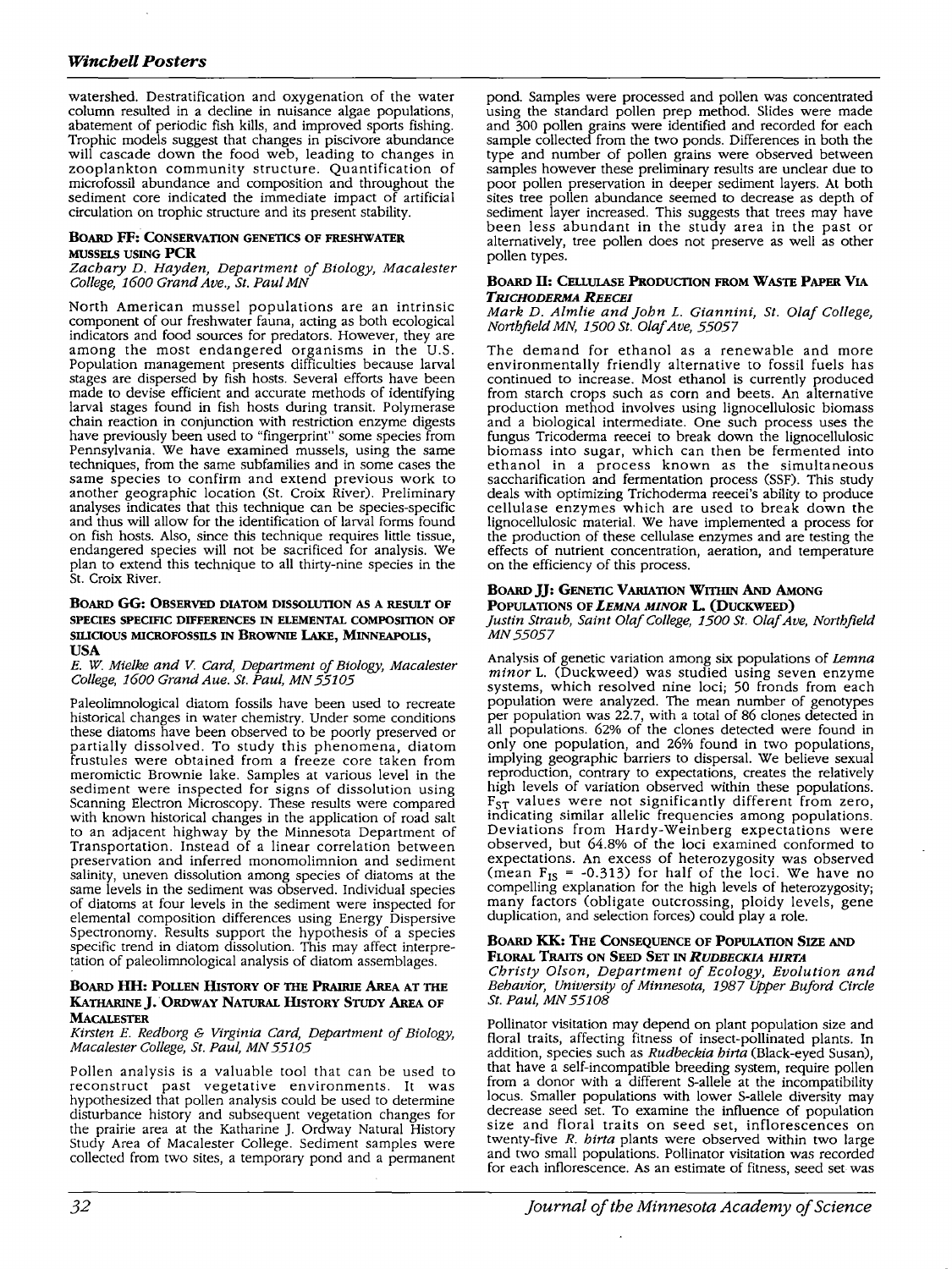watershed. Destratification and oxygenation of the water column resulted in a decline in nuisance algae populations, abatement of periodic fish kills, and improved sports fishing. Trophic models suggest that changes in piscivore abundance will cascade down the food web, leading to changes in zooplankton community structure. Quantification of microfossil abundance and composition and throughout the sediment core indicated the immediate impact of artificial circulation on trophic structure and its present stability.

### Board FF: Conservation genetics of freshwater mussels using PCR

*Zachary D. Hayden, Department of Biology, Macalester College, 1600 Grand Ave., St. Paul MN*

North American mussel populations are an intrinsic component of our freshwater fauna, acting as both ecological indicators and food sources for predators. However, they are among the most endangered organisms in the U.S. Population management presents difficulties because larval stages are dispersed by fish hosts. Several efforts have been made to devise efficient and accurate methods of identifying larval stages found in fish hosts during transit. Polymerase chain reaction in conjunction with restriction enzyme digests have previously been used to "fingerprint" some species from Pennsylvania. We have examined mussels, using the same techniques, from the same subfamilies and in some cases the same species to confirm and extend previous work to another geographic location (St. Croix River). Preliminary analyses indicates that this technique can be species-specific and thus will allow for the identification of larval forms found on fish hosts. Also, since this technique requires little tissue, endangered species will not be sacrificed for analysis. We plan to extend this technique to all thirty-nine species in the St. Croix River.

### Board GG: Observed diatom dissolution as a result of species specific differences in elemental composition of siliceous microfossils in Brownie Lake, Minneapolis, USA

*E. W. Mielke and V. Card, Department of Biology, Macalester College, 1600 Grand Aue. St. Paul, MN 55105*

Paleolimnological diatom fossils have been used to recreate historical changes in water chemistry. Under some conditions these diatoms have been observed to be poorly preserved or partially dissolved. To study this phenomena, diatom frustules were obtained from a freeze core taken from meromictic Brownie lake. Samples at various level in the sediment were inspected for signs of dissolution using Scanning Electron Microscopy. These results were compared with known historical changes in the application of road salt to an adjacent highway by the Minnesota Department of Transportation. Instead of a linear correlation between preservation and inferred monomolimnion and sediment salinity, uneven dissolution among species of diatoms at the same levels in the sediment was observed. Individual species of diatoms at four levels in the sediment were inspected for elemental composition differences using Energy Dispersive Spectronomy. Results support the hypothesis of a species specific trend in diatom dissolution. This may affect interpretation of paleolimnological analysis of diatom assemblages.

### Board HH: Pollen History of the Prairie Area at the Katharine J. Ordway Natural History Study Area of Macalester

*Kirsten E. Redborg & Virginia Card, Department of Biology, Macalester College, St. Paul, MN 55105*

Pollen analysis is a valuable tool that can be used to reconstruct past vegetative environments. It was hypothesized that pollen analysis could be used to determine disturbance history and subsequent vegetation changes for the prairie area at the Katharine J. Ordway Natural History Study Area of Macalester College. Sediment samples were collected from two sites, a temporary pond and a permanent pond. Samples were processed and pollen was concentrated using the standard pollen prep method. Slides were made and 300 pollen grains were identified and recorded for each sample collected from the two ponds. Differences in both the type and number of pollen grains were observed between samples however these preliminary results are unclear due to poor pollen preservation in deeper sediment layers. At both sites tree pollen abundance seemed to decrease as depth of sediment layer increased. This suggests that trees may have been less abundant in the study area in the past or alternatively, tree pollen does not preserve as well as other pollen types.

### Board II: Cellulase Production from Waste Paper Via *Trichoderma Reecei*

*Mark D. Almlie and John L. Giannini, St. Olaf College, Northfield MN, 1500 St. Olaf Ave, 55057*

The demand for ethanol as a renewable and more environmentally friendly alternative to fossil fuels has continued to increase. Most ethanol is currently produced from starch crops such as corn and beets. An alternative production method involves using lignocellulosic biomass and a biological intermediate. One such process uses the fungus Tricoderma reecei to break down the lignocellulosic biomass into sugar, which can then be fermented into ethanol in a process known as the simultaneous saccharification and fermentation process (SSF). This study deals with optimizing Trichoderma reecei's ability to produce cellulase enzymes which are used to break down the lignocellulosic material. We have implemented a process for the production of these cellulase enzymes and are testing the effects of nutrient concentration, aeration, and temperature on the efficiency of this process.

### Board JJ: Genetic Variation Within And Among Populations of *Lemna minor* L. (Duckweed)

*Justin Straub, Saint Olaf College, 1500 St. Olaf Ave, Northfield MN 55057*

Analysis of genetic variation among six populations of *Lemna minor* L. (Duckweed) was studied using seven enzyme systems, which resolved nine loci; 50 fronds from each population were analyzed. The mean number of genotypes per population was 22.7, with a total of 86 clones detected in all populations. 62% of the clones detected were found in only one population, and 26% found in two populations, implying geographic barriers to dispersal. We believe sexual reproduction, contrary to expectations, creates the relatively high levels of variation observed within these populations. $F_{ST}$ values were not significantly different from zero, indicating similar allelic frequencies among populations. Deviations from Hardy-Weinberg expectations were observed, but 64.8% of the loci examined conformed to expectations. An excess of heterozygosity was observed (mean $F_{IS} = -0.313$) for half of the loci. We have no compelling explanation for the high levels of heterozygosity; many factors (obligate outcrossing, ploidy levels, gene duplication, and selection forces) could play a role.

### Board KK: The Consequence of Population Size and Floral Traits on Seed Set in *Rudbeckia hirta*

*Christy Olson, Department of Ecology, Evolution and Behavior, University of Minnesota, 1987 Upper Buford Circle St. Paul, MN 55108*

Pollinator visitation may depend on plant population size and floral traits, affecting fitness of insect-pollinated plants. In addition, species such as *Rudbeckia hirta* (Black-eyed Susan), that have a self-incompatible breeding system, require pollen from a donor with a different S-allele at the incompatibility locus. Smaller populations with lower S-allele diversity may decrease seed set. To examine the influence of population size and floral traits on seed set, inflorescences on twenty-five *R. hirta* plants were observed within two large and two small populations. Pollinator visitation was recorded for each inflorescence. As an estimate of fitness, seed set was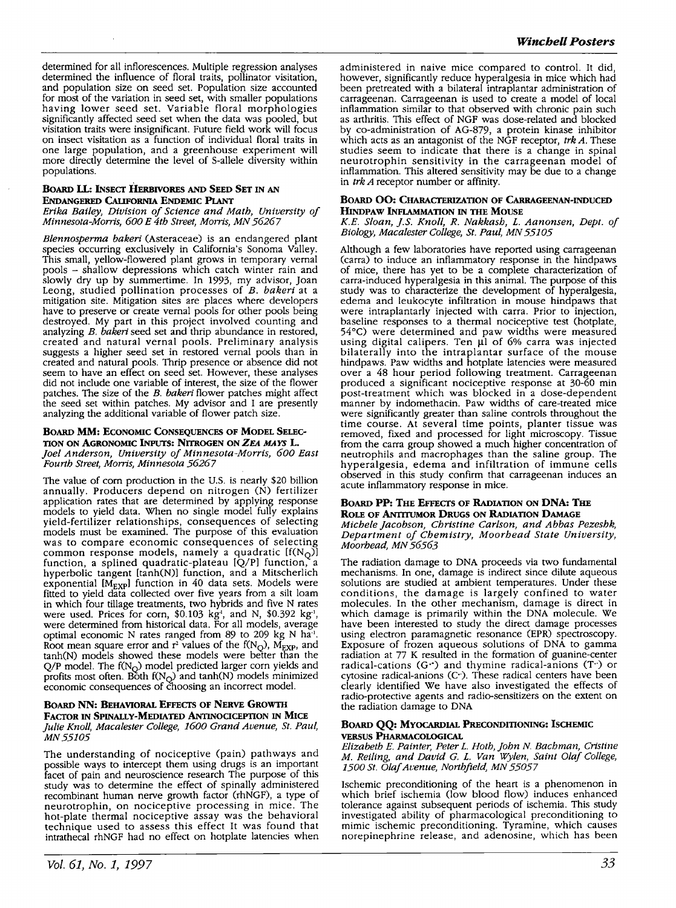determined for all inflorescences. Multiple regression analyses determined the influence of floral traits, pollinator visitation, and population size on seed set. Population size accounted for most of the variation in seed set, with smaller populations having lower seed set. Variable floral morphologies significantly affected seed set when the data was pooled, but visitation traits were insignificant. Future field work will focus on insect visitation as a function of individual floral traits in one large population, and a greenhouse experiment will more directly determine the level of S-allele diversity within populations.

### Board LL: Insect Herbivores and Seed Set in an Endangered California Endemic Plant

*Erika Bailey, Division of Science and Math, University of Minnesota-Morris, 600 E 4th Street, Morris, MN 56267*

*Blennosperma bakeri* (Asteraceae) is an endangered plant species occurring exclusively in California's Sonoma Valley. This small, yellow-flowered plant grows in temporary vernal pools – shallow depressions which catch winter rain and slowly dry up by summertime. In 1993, my advisor, Joan Leong, studied pollination processes of *B. bakeri* at a mitigation site. Mitigation sites are places where developers have to preserve or create vernal pools for other pools being destroyed. My part in this project involved counting and analyzing *B. bakeri* seed set and thrip abundance in restored, created and natural vernal pools. Preliminary analysis suggests a higher seed set in restored vernal pools than in created and natural pools. Thrip presence or absence did not seem to have an effect on seed set. However, these analyses did not include one variable of interest, the size of the flower patches. The size of the *B. bakeri* flower patches might affect the seed set within patches. My advisor and I are presently analyzing the additional variable of flower patch size.

### Board MM: Economic Consequences of Model Selection on Agronomic Inputs: Nitrogen on *Zea mays* L.

*Joel Anderson, University of Minnesota-Morris, 600 East Fourth Street, Morris, Minnesota 56267*

The value of corn production in the U.S. is nearly $20 billion annually. Producers depend on nitrogen (N) fertilizer application rates that are determined by applying response models to yield data. When no single model fully explains yield-fertilizer relationships, consequences of selecting models must be examined. The purpose of this evaluation was to compare economic consequences of selecting common response models, namely a quadratic [$f(N_Q)$] function, a splined quadratic-plateau [Q/P] function, a hyperbolic tangent [tanh(N)] function, and a Mitscherlich exponential [$M_{EXP}$] function in 40 data sets. Models were fitted to yield data collected over five years from a silt loam in which four tillage treatments, two hybrids and five N rates were used. Prices for corn, \$0.103 $kg^{-1}$, and N, \$0.392 $kg^{-1}$, were determined from historical data. For all models, average optimal economic N rates ranged from 89 to 209 kg N $ha^{-1}$. Root mean square error and $r^2$ values of the $f(N_Q)$, $M_{EXP}$, and tanh(N) models showed these models were better than the Q/P model. The $f(N_Q)$ model predicted larger corn yields and profits most often. Both $f(N_Q)$ and tanh(N) models minimized economic consequences of choosing an incorrect model.

### Board NN: Behavioral Effects of Nerve Growth Factor in Spinally-Mediated Antinociception in Mice

*Julie Knoll, Macalester College, 1600 Grand Avenue, St. Paul, MN 55105*

The understanding of nociceptive (pain) pathways and possible ways to intercept them using drugs is an important facet of pain and neuroscience research The purpose of this study was to determine the effect of spinally administered recombinant human nerve growth factor (rhNGF), a type of neurotrophin, on nociceptive processing in mice. The hot-plate thermal nociceptive assay was the behavioral technique used to assess this effect It was found that intrathecal rhNGF had no effect on hotplate latencies when administered in naive mice compared to control. It did, however, significantly reduce hyperalgesia in mice which had been pretreated with a bilateral intraplantar administration of carrageenan. Carrageenan is used to create a model of local inflammation similar to that observed with chronic pain such as arthritis. This effect of NGF was dose-related and blocked by co-administration of AG-879, a protein kinase inhibitor which acts as an antagonist of the NGF receptor, *trk A*. These studies seem to indicate that there is a change in spinal neurotrophin sensitivity in the carrageenan model of inflammation. This altered sensitivity may be due to a change in *trk A* receptor number or affinity.

### Board OO: Characterization of Carrageenan-Induced Hindpaw Inflammation in the Mouse

*K.E. Sloan, J.S. Knoll, R. Nakkash, L. Aanonsen, Dept. of Biology, Macalester College, St. Paul, MN 55105*

Although a few laboratories have reported using carrageenan (carra) to induce an inflammatory response in the hindpaws of mice, there has yet to be a complete characterization of carra-induced hyperalgesia in this animal. The purpose of this study was to characterize the development of hyperalgesia, edema and leukocyte infiltration in mouse hindpaws that were intraplantarly injected with carra. Prior to injection, baseline responses to a thermal nociceptive test (hotplate, 54°C) were determined and paw widths were measured using digital calipers. Ten µl of 6% carra was injected bilaterally into the intraplantar surface of the mouse hindpaws. Paw widths and hotplate latencies were measured over a 48 hour period following treatment. Carrageenan produced a significant nociceptive response at 30-60 min post-treatment which was blocked in a dose-dependent manner by indomethacin. Paw widths of care-treated mice were significantly greater than saline controls throughout the time course. At several time points, planter tissue was removed, fixed and processed for light microscopy. Tissue from the carra group showed a much higher concentration of neutrophils and macrophages than the saline group. The hyperalgesia, edema and infiltration of immune cells observed in this study confirm that carrageenan induces an acute inflammatory response in mice.

### Board PP: The Effects of Radiation on DNA: The Role of Antitumor Drugs on Radiation Damage

*Michele Jacobson, Christine Carlson, and Abbas Pezeshk, Department of Chemistry, Moorhead State University, Moorhead, MN 56563*

The radiation damage to DNA proceeds via two fundamental mechanisms. In one, damage is indirect since dilute aqueous solutions are studied at ambient temperatures. Under these conditions, the damage is largely confined to water molecules. In the other mechanism, damage is direct in which damage is primarily within the DNA molecule. We have been interested to study the direct damage processes using electron paramagnetic resonance (EPR) spectroscopy. Exposure of frozen aqueous solutions of DNA to gamma radiation at 77 K resulted in the formation of guanine-center radical-cations ($G^{\cdot+}$) and thymine radical-anions ($T^{\cdot-}$) or cytosine radical-anions ($C^{\cdot-}$). These radical centers have been clearly identified We have also investigated the effects of radio-protective agents and radio-sensitizers on the extent on the radiation damage to DNA

### Board QQ: Myocardial Preconditioning: Ischemic versus Pharmacological

*Elizabeth E. Painter, Peter L. Hoth, John N. Bachman, Cristine M. Reiling, and David G. L. Van Wylen, Saint Olaf College, 1500 St. Olaf Avenue, Northfield, MN 55057*

Ischemic preconditioning of the heart is a phenomenon in which brief ischemia (low blood flow) induces enhanced tolerance against subsequent periods of ischemia. This study investigated ability of pharmacological preconditioning to mimic ischemic preconditioning. Tyramine, which causes norepinephrine release, and adenosine, which has been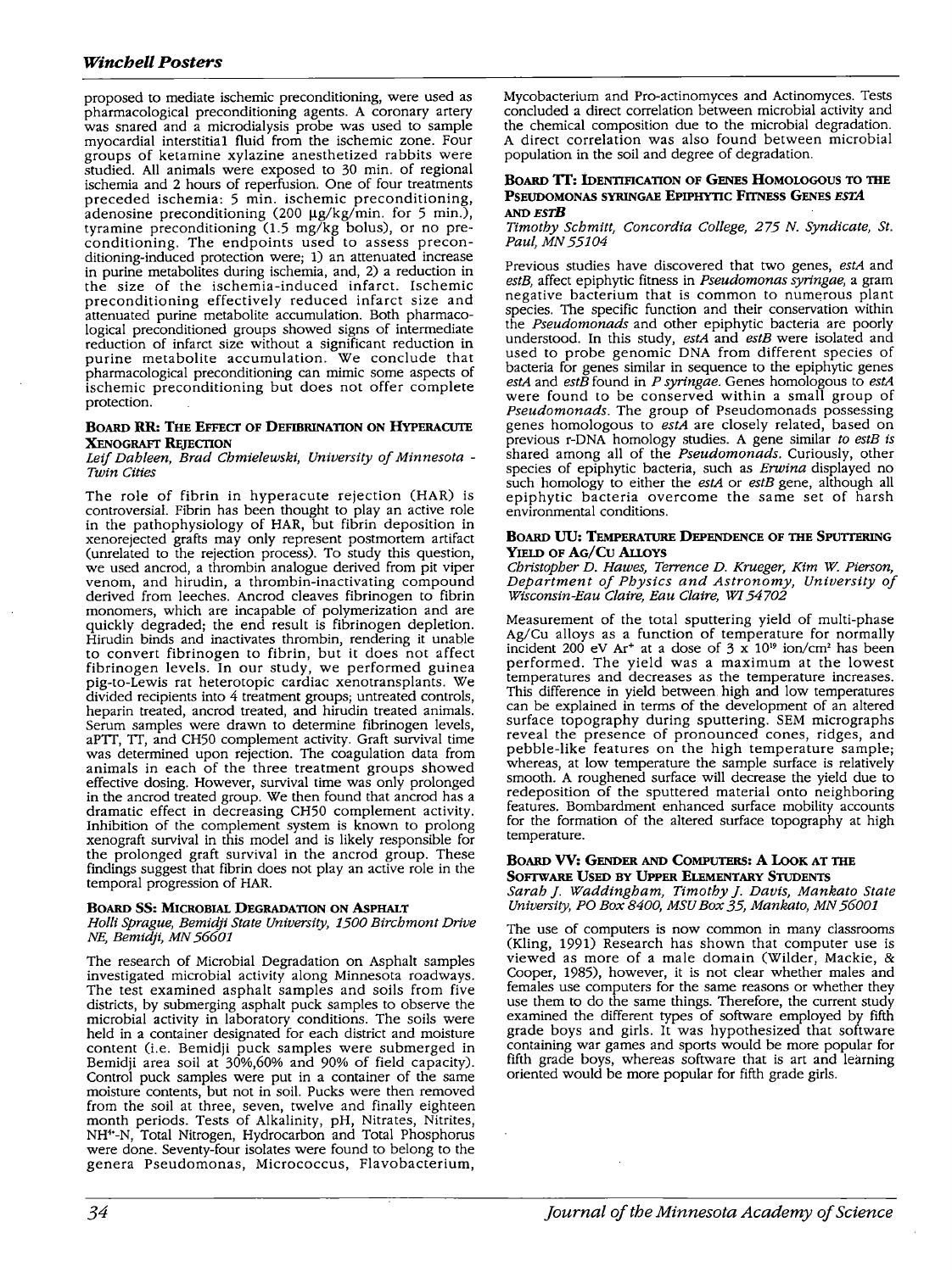proposed to mediate ischemic preconditioning, were used as pharmacological preconditioning agents. A coronary artery was snared and a microdialysis probe was used to sample myocardial interstitial fluid from the ischemic zone. Four groups of ketamine xylazine anesthetized rabbits were studied. All animals were exposed to 30 min. of regional ischemia and 2 hours of reperfusion. One of four treatments preceded ischemia: 5 min. ischemic preconditioning, adenosine preconditioning (200 μg/kg/min. for 5 min.), tyramine preconditioning (1.5 mg/kg bolus), or no preconditioning. The endpoints used to assess preconditioning-induced protection were; 1) an attenuated increase in purine metabolites during ischemia, and, 2) a reduction in the size of the ischemia-induced infarct. Ischemic preconditioning effectively reduced infarct size and attenuated purine metabolite accumulation. Both pharmacological preconditioned groups showed signs of intermediate reduction of infarct size without a significant reduction in purine metabolite accumulation. We conclude that pharmacological preconditioning can mimic some aspects of ischemic preconditioning but does not offer complete protection.

### Board RR: The Effect of Defibrination on Hyperacute Xenograft Rejection

*Leif Dahleen, Brad Chmielewski, University of Minnesota - Twin Cities*

The role of fibrin in hyperacute rejection (HAR) is controversial. Fibrin has been thought to play an active role in the pathophysiology of HAR, but fibrin deposition in xenorejected grafts may only represent postmortem artifact (unrelated to the rejection process). To study this question, we used ancrod, a thrombin analogue derived from pit viper venom, and hirudin, a thrombin-inactivating compound derived from leeches. Ancrod cleaves fibrinogen to fibrin monomers, which are incapable of polymerization and are quickly degraded; the end result is fibrinogen depletion. Hirudin binds and inactivates thrombin, rendering it unable to convert fibrinogen to fibrin, but it does not affect fibrinogen levels. In our study, we performed guinea pig-to-Lewis rat heterotopic cardiac xenotransplants. We divided recipients into 4 treatment groups; untreated controls, heparin treated, ancrod treated, and hirudin treated animals. Serum samples were drawn to determine fibrinogen levels, aPTT, TT, and CH50 complement activity. Graft survival time was determined upon rejection. The coagulation data from animals in each of the three treatment groups showed effective dosing. However, survival time was only prolonged in the ancrod treated group. We then found that ancrod has a dramatic effect in decreasing CH50 complement activity. Inhibition of the complement system is known to prolong xenograft survival in this model and is likely responsible for the prolonged graft survival in the ancrod group. These findings suggest that fibrin does not play an active role in the temporal progression of HAR.

### Board SS: Microbial Degradation on Asphalt

*Holli Sprague, Bemidji State University, 1500 Birchmont Drive NE, Bemidji, MN 56601*

The research of Microbial Degradation on Asphalt samples investigated microbial activity along Minnesota roadways. The test examined asphalt samples and soils from five districts, by submerging asphalt puck samples to observe the microbial activity in laboratory conditions. The soils were held in a container designated for each district and moisture content (i.e. Bemidji puck samples were submerged in Bemidji area soil at 30%,60% and 90% of field capacity). Control puck samples were put in a container of the same moisture contents, but not in soil. Pucks were then removed from the soil at three, seven, twelve and finally eighteen month periods. Tests of Alkalinity, pH, Nitrates, Nitrites, $NH^{4+}$-N, Total Nitrogen, Hydrocarbon and Total Phosphorus were done. Seventy-four isolates were found to belong to the genera Pseudomonas, Micrococcus, Flavobacterium, Mycobacterium and Pro-actinomyces and Actinomyces. Tests concluded a direct correlation between microbial activity and the chemical composition due to the microbial degradation. A direct correlation was also found between microbial population in the soil and degree of degradation.

### Board TT: Identification of Genes Homologous to the Pseudomonas syringae Epiphytic Fitness Genes *estA* and *estB*

*Timothy Schmitt, Concordia College, 275 N. Syndicate, St. Paul, MN 55104*

Previous studies have discovered that two genes, *estA* and *estB*, affect epiphytic fitness in *Pseudomonas syringae*, a gram negative bacterium that is common to numerous plant species. The specific function and their conservation within the *Pseudomonads* and other epiphytic bacteria are poorly understood. In this study, *estA* and *estB* were isolated and used to probe genomic DNA from different species of bacteria for genes similar in sequence to the epiphytic genes *estA* and *estB* found in *P syringae*. Genes homologous to *estA* were found to be conserved within a small group of *Pseudomonads*. The group of Pseudomonads possessing genes homologous to *estA* are closely related, based on previous r-DNA homology studies. A gene similar *to estB is* shared among all of the *Pseudomonads*. Curiously, other species of epiphytic bacteria, such as *Erwina* displayed no such homology to either the *estA* or *estB* gene, although all epiphytic bacteria overcome the same set of harsh environmental conditions.

### Board UU: Temperature Dependence of the Sputtering Yield of Ag/Cu Alloys

*Christopher D. Hawes, Terrence D. Krueger, Kim W. Pierson, Department of Physics and Astronomy, University of Wisconsin-Eau Claire, Eau Claire, WI 54702*

Measurement of the total sputtering yield of multi-phase Ag/Cu alloys as a function of temperature for normally incident 200 eV $Ar^+$ at a dose of $3 \times 10^{19}$ ion/cm² has been performed. The yield was a maximum at the lowest temperatures and decreases as the temperature increases. This difference in yield between high and low temperatures can be explained in terms of the development of an altered surface topography during sputtering. SEM micrographs reveal the presence of pronounced cones, ridges, and pebble-like features on the high temperature sample; whereas, at low temperature the sample surface is relatively smooth. A roughened surface will decrease the yield due to redeposition of the sputtered material onto neighboring features. Bombardment enhanced surface mobility accounts for the formation of the altered surface topography at high temperature.

### Board VV: Gender and Computers: A Look at the Software Used by Upper Elementary Students

*Sarah J. Waddingham, Timothy J. Davis, Mankato State University, PO Box 8400, MSU Box 35, Mankato, MN 56001*

The use of computers is now common in many classrooms (Kling, 1991) Research has shown that computer use is viewed as more of a male domain (Wilder, Mackie, & Cooper, 1985), however, it is not clear whether males and females use computers for the same reasons or whether they use them to do the same things. Therefore, the current study examined the different types of software employed by fifth grade boys and girls. It was hypothesized that software containing war games and sports would be more popular for fifth grade boys, whereas software that is art and learning oriented would be more popular for fifth grade girls.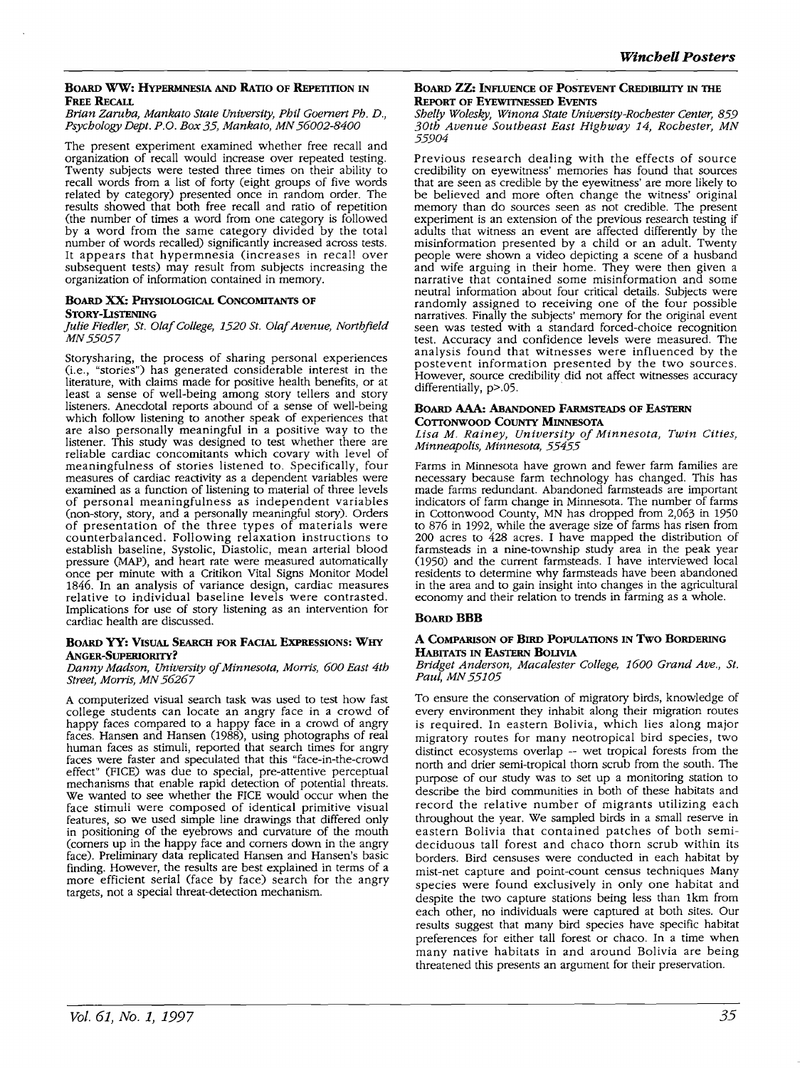## Board WW: Hypermnesia and Ratio of Repetition in Free Recall

*Brian Zaruba, Mankato State University, Phil Goernert Ph. D., Psychology Dept. P.O. Box 35, Mankato, MN 56002-8400*

The present experiment examined whether free recall and organization of recall would increase over repeated testing. Twenty subjects were tested three times on their ability to recall words from a list of forty (eight groups of five words related by category) presented once in random order. The results showed that both free recall and ratio of repetition (the number of times a word from one category is followed by a word from the same category divided by the total number of words recalled) significantly increased across tests. It appears that hypermnesia (increases in recall over subsequent tests) may result from subjects increasing the organization of information contained in memory.

## Board XX: Physiological Concomitants of Story-Listening

*Julie Fiedler, St. Olaf College, 1520 St. Olaf Avenue, Northfield MN 55057*

Storysharing, the process of sharing personal experiences (i.e., "stories") has generated considerable interest in the literature, with claims made for positive health benefits, or at least a sense of well-being among story tellers and story listeners. Anecdotal reports abound of a sense of well-being which follow listening to another speak of experiences that are also personally meaningful in a positive way to the listener. This study was designed to test whether there are reliable cardiac concomitants which covary with level of meaningfulness of stories listened to. Specifically, four measures of cardiac reactivity as a dependent variables were examined as a function of listening to material of three levels of personal meaningfulness as independent variables (non-story, story, and a personally meaningful story). Orders of presentation of the three types of materials were counterbalanced. Following relaxation instructions to establish baseline, Systolic, Diastolic, mean arterial blood pressure (MAP), and heart rate were measured automatically once per minute with a Critikon Vital Signs Monitor Model 1846. In an analysis of variance design, cardiac measures relative to individual baseline levels were contrasted. Implications for use of story listening as an intervention for cardiac health are discussed.

## Board YY: Visual Search for Facial Expressions: Why Anger-Superiority?

*Danny Madson, University of Minnesota, Morris, 600 East 4th Street, Morris, MN 56267*

A computerized visual search task was used to test how fast college students can locate an angry face in a crowd of happy faces compared to a happy face in a crowd of angry faces. Hansen and Hansen (1988), using photographs of real human faces as stimuli, reported that search times for angry faces were faster and speculated that this "face-in-the-crowd effect" (FICE) was due to special, pre-attentive perceptual mechanisms that enable rapid detection of potential threats. We wanted to see whether the FICE would occur when the face stimuli were composed of identical primitive visual features, so we used simple line drawings that differed only in positioning of the eyebrows and curvature of the mouth (corners up in the happy face and corners down in the angry face). Preliminary data replicated Hansen and Hansen's basic finding. However, the results are best explained in terms of a more efficient serial (face by face) search for the angry targets, not a special threat-detection mechanism.

## Board ZZ: Influence of Postevent Credibility in the Report of Eyewitnessed Events

*Shelly Wolesky, Winona State University-Rochester Center, 859 30th Avenue Southeast East Highway 14, Rochester, MN 55904*

Previous research dealing with the effects of source credibility on eyewitness' memories has found that sources that are seen as credible by the eyewitness' are more likely to be believed and more often change the witness' original memory than do sources seen as not credible. The present experiment is an extension of the previous research testing if adults that witness an event are affected differently by the misinformation presented by a child or an adult. Twenty people were shown a video depicting a scene of a husband and wife arguing in their home. They were then given a narrative that contained some misinformation and some neutral information about four critical details. Subjects were randomly assigned to receiving one of the four possible narratives. Finally the subjects' memory for the original event seen was tested with a standard forced-choice recognition test. Accuracy and confidence levels were measured. The analysis found that witnesses were influenced by the postevent information presented by the two sources. However, source credibility did not affect witnesses accuracy differentially, $p > .05$.

## Board AAA: Abandoned Farmsteads of Eastern Cottonwood County Minnesota

*Lisa M. Rainey, University of Minnesota, Twin Cities, Minneapolis, Minnesota, 55455*

Farms in Minnesota have grown and fewer farm families are necessary because farm technology has changed. This has made farms redundant. Abandoned farmsteads are important indicators of farm change in Minnesota. The number of farms in Cottonwood County, MN has dropped from 2,063 in 1950 to 876 in 1992, while the average size of farms has risen from 200 acres to 428 acres. I have mapped the distribution of farmsteads in a nine-township study area in the peak year (1950) and the current farmsteads. I have interviewed local residents to determine why farmsteads have been abandoned in the area and to gain insight into changes in the agricultural economy and their relation to trends in farming as a whole.

## Board BBB

### A Comparison of Bird Populations in Two Bordering Habitats in Eastern Bolivia

*Bridget Anderson, Macalester College, 1600 Grand Ave., St. Paul, MN 55105*

To ensure the conservation of migratory birds, knowledge of every environment they inhabit along their migration routes is required. In eastern Bolivia, which lies along major migratory routes for many neotropical bird species, two distinct ecosystems overlap -- wet tropical forests from the north and drier semi-tropical thorn scrub from the south. The purpose of our study was to set up a monitoring station to describe the bird communities in both of these habitats and record the relative number of migrants utilizing each throughout the year. We sampled birds in a small reserve in eastern Bolivia that contained patches of both semi-deciduous tall forest and chaco thorn scrub within its borders. Bird censuses were conducted in each habitat by mist-net capture and point-count census techniques Many species were found exclusively in only one habitat and despite the two capture stations being less than 1km from each other, no individuals were captured at both sites. Our results suggest that many bird species have specific habitat preferences for either tall forest or chaco. In a time when many native habitats in and around Bolivia are being threatened this presents an argument for their preservation.